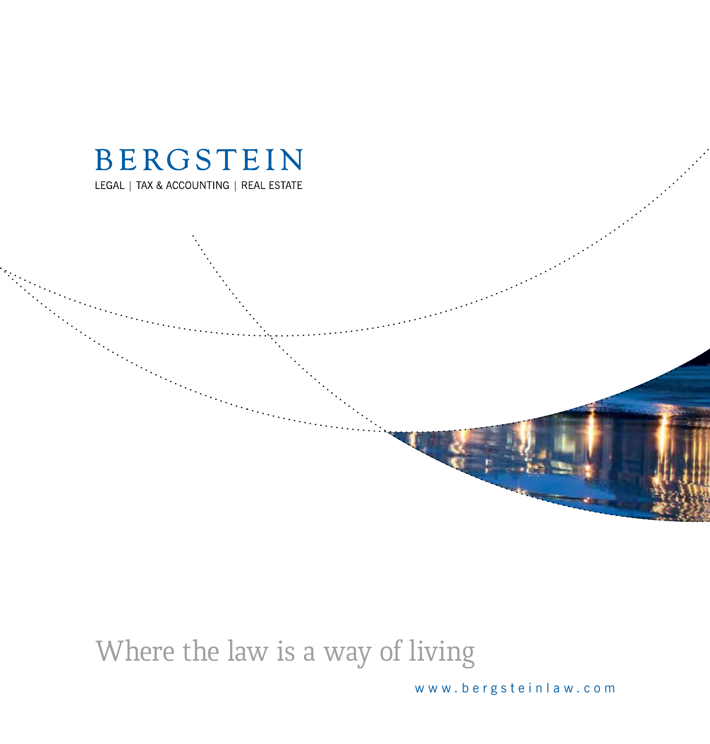# BERGSTEIN

LEGAL | TAX & ACCOUNTING | REAL ESTATE

Where the law is a way of living

www.bergsteinlaw.com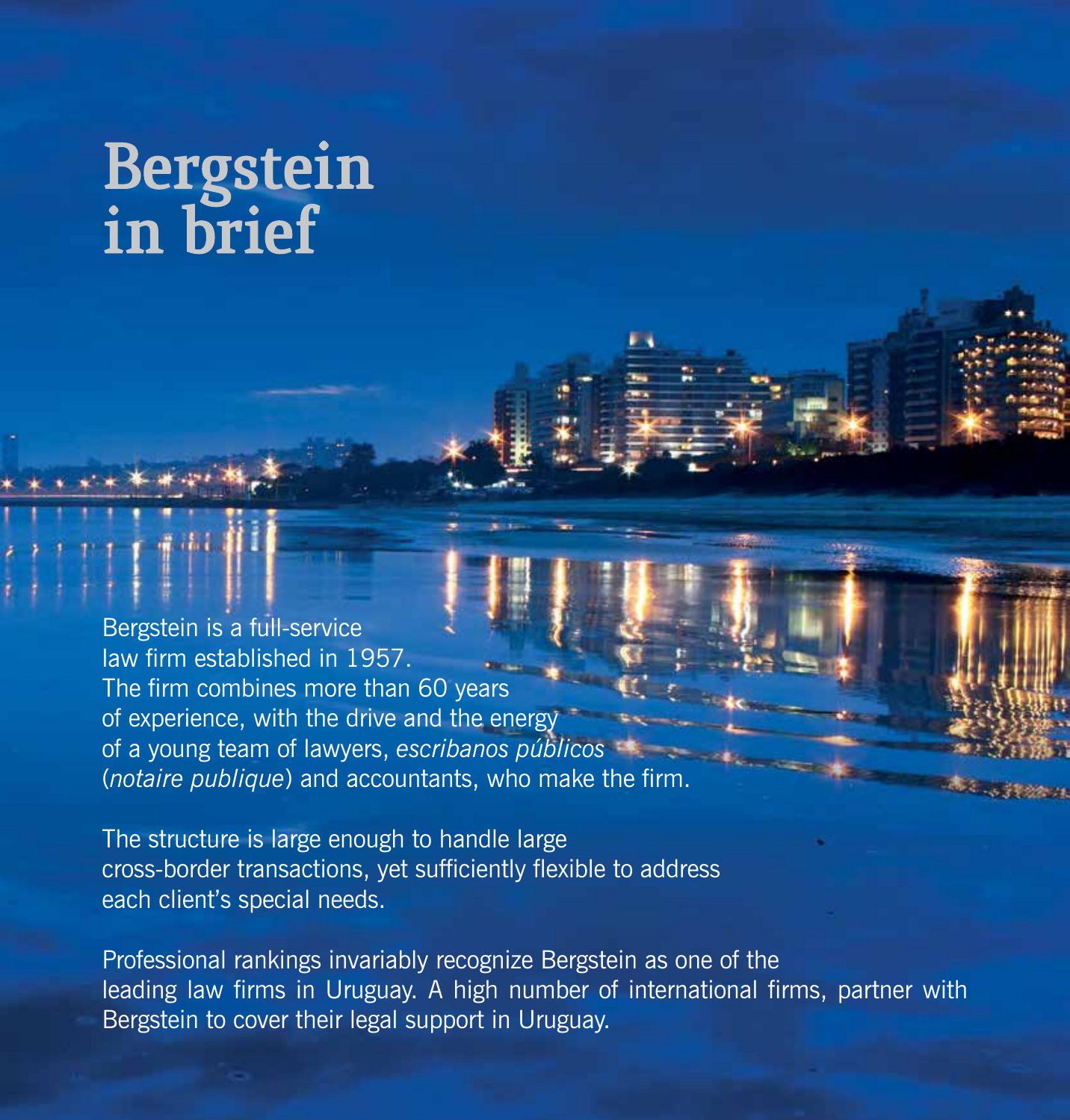# Bergstein in brief

Bergstein is a full-service law firm established in 1957. The firm combines more than 60 years of experience, with the drive and the energy of a young team of lawyers, *escribanos públicos* (*notaire publique*) and accountants, who make the firm.

The structure is large enough to handle large cross-border transactions, yet sufficiently flexible to address each client's special needs.

Professional rankings invariably recognize Bergstein as one of the leading law firms in Uruguay. A high number of international firms, partner with Bergstein to cover their legal support in Uruguay.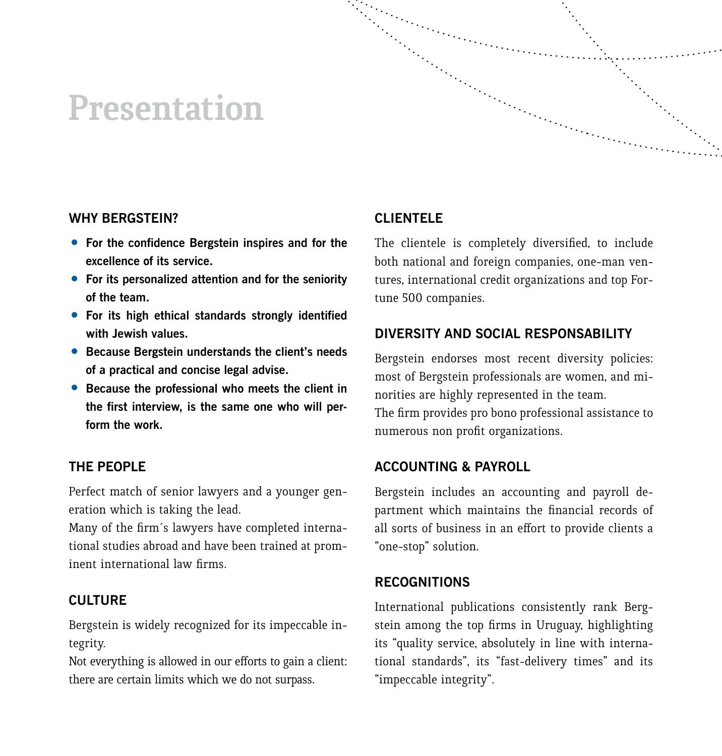# Presentation

## WHY BERGSTEIN?

- **For the confidence Bergstein inspires and for the excellence of its service.**
- **For its personalized attention and for the seniority of the team.**
- **For its high ethical standards strongly identified with Jewish values.**
- **Because Bergstein understands the client's needs of a practical and concise legal advise.**
- **Because the professional who meets the client in the first interview, is the same one who will perform the work.**

## THE PEOPLE

Perfect match of senior lawyers and a younger generation which is taking the lead.

Many of the firm´s lawyers have completed international studies abroad and have been trained at prominent international law firms.

## CULTURE

Bergstein is widely recognized for its impeccable integrity.

Not everything is allowed in our efforts to gain a client: there are certain limits which we do not surpass.

## CLIENTELE

The clientele is completely diversified, to include both national and foreign companies, one-man ventures, international credit organizations and top Fortune 500 companies.

## DIVERSITY AND SOCIAL RESPONSABILITY

Bergstein endorses most recent diversity policies: most of Bergstein professionals are women, and minorities are highly represented in the team.

The firm provides pro bono professional assistance to numerous non profit organizations.

## ACCOUNTING & PAYROLL

Bergstein includes an accounting and payroll department which maintains the financial records of all sorts of business in an effort to provide clients a "one-stop" solution.

## RECOGNITIONS

International publications consistently rank Bergstein among the top firms in Uruguay, highlighting its "quality service, absolutely in line with international standards", its "fast-delivery times" and its "impeccable integrity".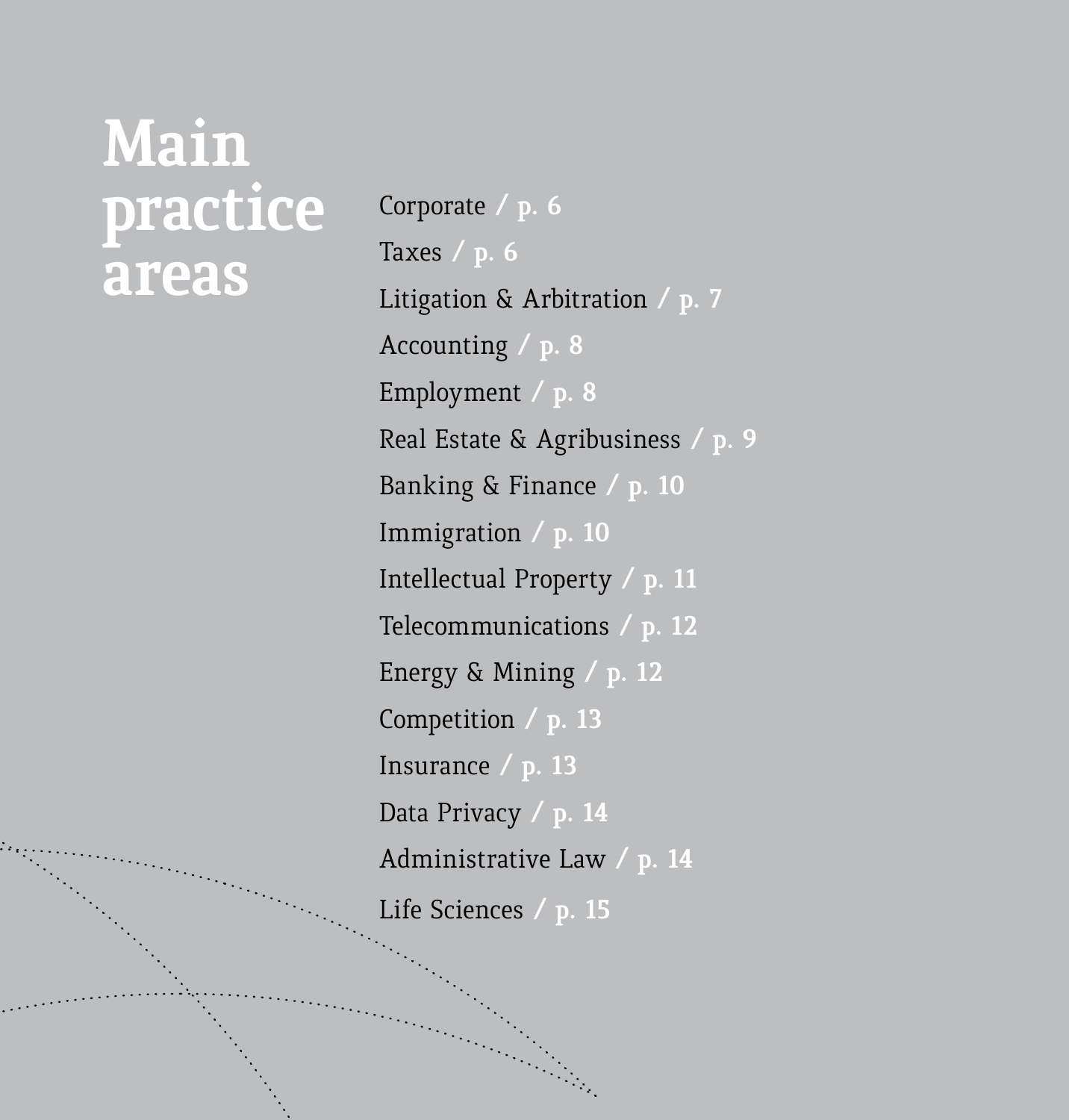# Main practice areas

- Corporate / p. 6
- Taxes / p. 6
- Litigation & Arbitration / p. 7
- Accounting / p. 8
- Employment / p. 8
- Real Estate & Agribusiness / p. 9
- Banking & Finance / p. 10
- Immigration / p. 10
- Intellectual Property / p. 11
- Telecommunications / p. 12
- Energy & Mining / p. 12
- Competition / p. 13
- Insurance / p. 13
- Data Privacy / p. 14
- Administrative Law / p. 14
- Life Sciences / p. 15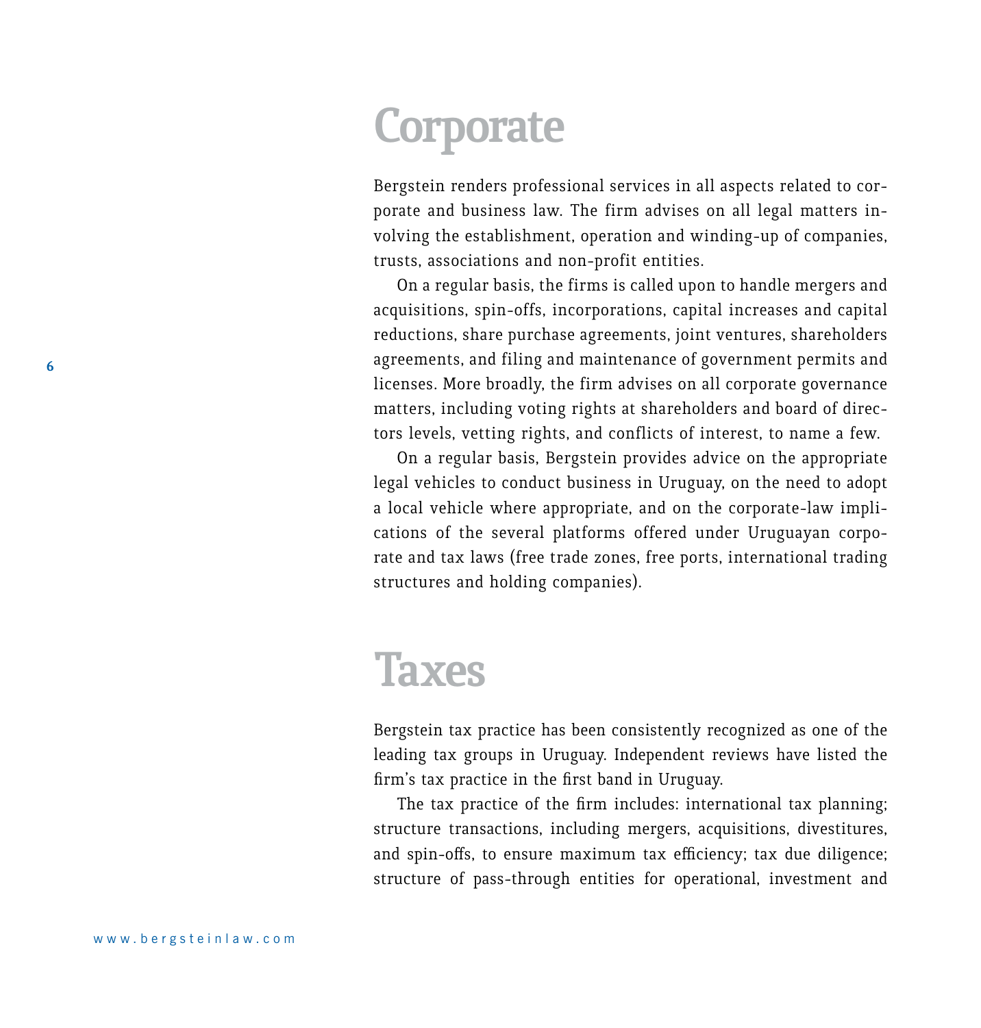# Corporate

Bergstein renders professional services in all aspects related to corporate and business law. The firm advises on all legal matters involving the establishment, operation and winding-up of companies, trusts, associations and non-profit entities.

On a regular basis, the firms is called upon to handle mergers and acquisitions, spin-offs, incorporations, capital increases and capital reductions, share purchase agreements, joint ventures, shareholders agreements, and filing and maintenance of government permits and licenses. More broadly, the firm advises on all corporate governance matters, including voting rights at shareholders and board of directors levels, vetting rights, and conflicts of interest, to name a few.

On a regular basis, Bergstein provides advice on the appropriate legal vehicles to conduct business in Uruguay, on the need to adopt a local vehicle where appropriate, and on the corporate-law implications of the several platforms offered under Uruguayan corporate and tax laws (free trade zones, free ports, international trading structures and holding companies).

# Taxes

Bergstein tax practice has been consistently recognized as one of the leading tax groups in Uruguay. Independent reviews have listed the firm's tax practice in the first band in Uruguay.

The tax practice of the firm includes: international tax planning; structure transactions, including mergers, acquisitions, divestitures, and spin-offs, to ensure maximum tax efficiency; tax due diligence; structure of pass-through entities for operational, investment and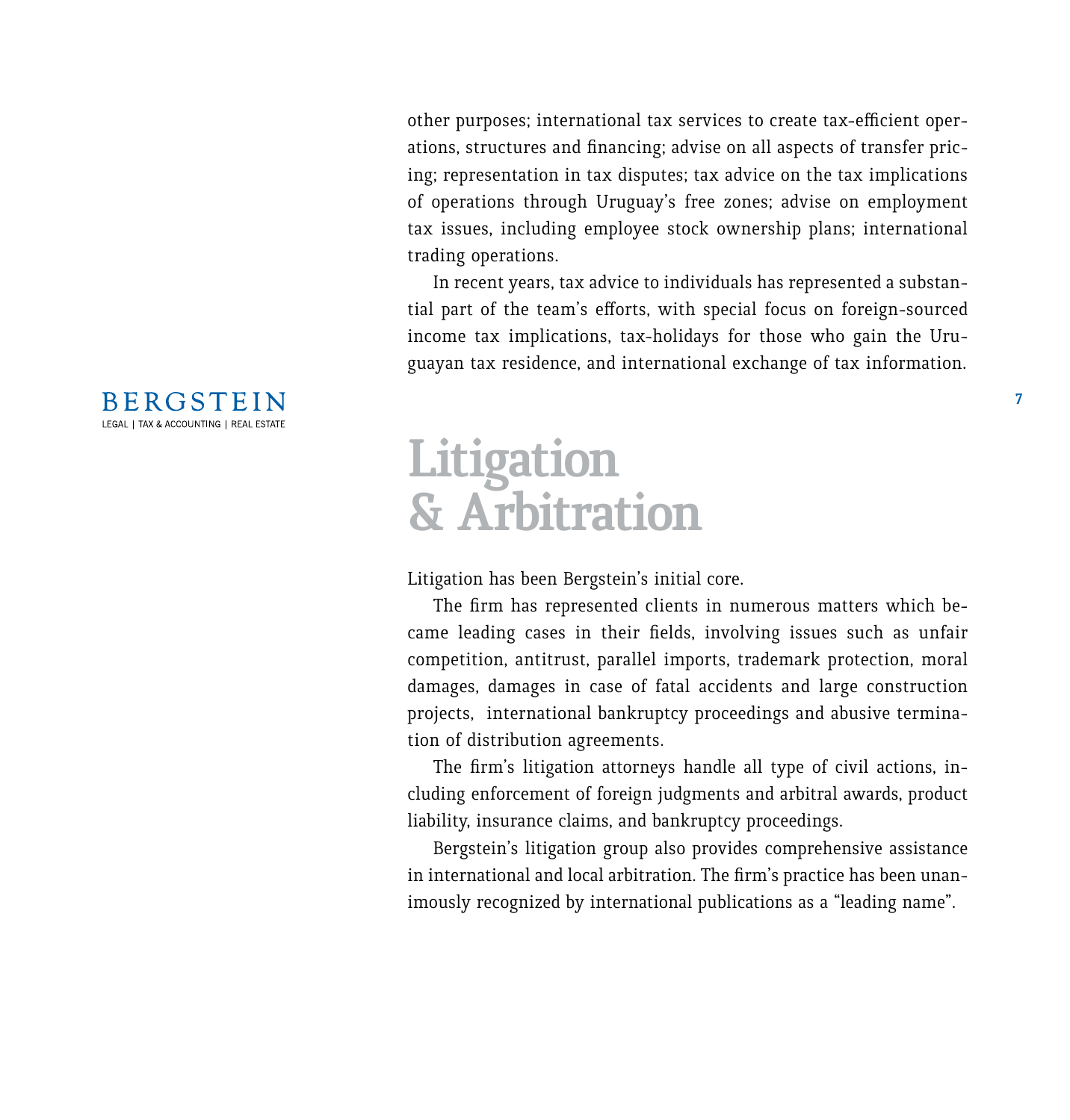other purposes; international tax services to create tax-efficient operations, structures and financing; advise on all aspects of transfer pricing; representation in tax disputes; tax advice on the tax implications of operations through Uruguay's free zones; advise on employment tax issues, including employee stock ownership plans; international trading operations.

In recent years, tax advice to individuals has represented a substantial part of the team's efforts, with special focus on foreign-sourced income tax implications, tax-holidays for those who gain the Uruguayan tax residence, and international exchange of tax information.

# Litigation & Arbitration

Litigation has been Bergstein's initial core.

The firm has represented clients in numerous matters which became leading cases in their fields, involving issues such as unfair competition, antitrust, parallel imports, trademark protection, moral damages, damages in case of fatal accidents and large construction projects, international bankruptcy proceedings and abusive termination of distribution agreements.

The firm's litigation attorneys handle all type of civil actions, including enforcement of foreign judgments and arbitral awards, product liability, insurance claims, and bankruptcy proceedings.

Bergstein's litigation group also provides comprehensive assistance in international and local arbitration. The firm's practice has been unanimously recognized by international publications as a "leading name".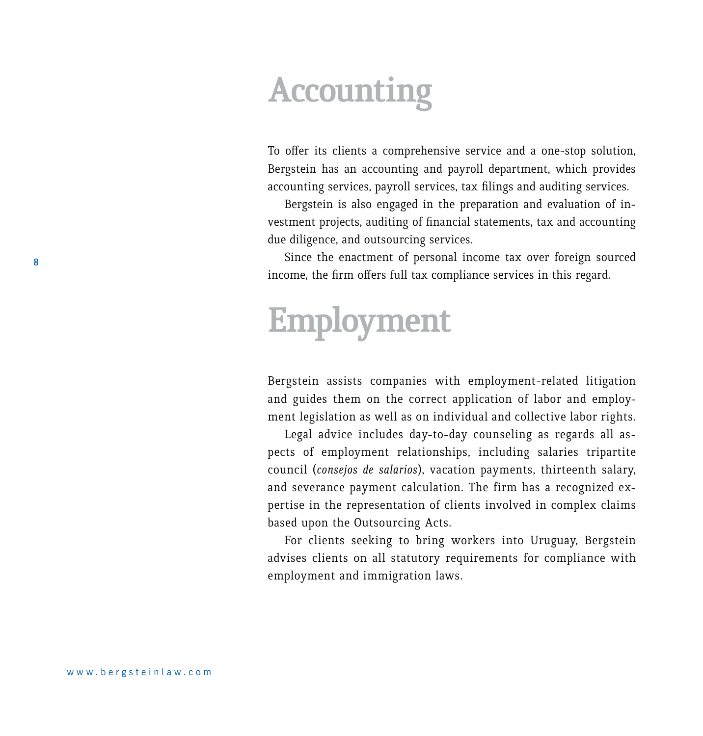# Accounting

To offer its clients a comprehensive service and a one-stop solution, Bergstein has an accounting and payroll department, which provides accounting services, payroll services, tax filings and auditing services.

Bergstein is also engaged in the preparation and evaluation of investment projects, auditing of financial statements, tax and accounting due diligence, and outsourcing services.

Since the enactment of personal income tax over foreign sourced income, the firm offers full tax compliance services in this regard.

# Employment

Bergstein assists companies with employment-related litigation and guides them on the correct application of labor and employment legislation as well as on individual and collective labor rights.

Legal advice includes day-to-day counseling as regards all aspects of employment relationships, including salaries tripartite council (*consejos de salarios*), vacation payments, thirteenth salary, and severance payment calculation. The firm has a recognized expertise in the representation of clients involved in complex claims based upon the Outsourcing Acts.

For clients seeking to bring workers into Uruguay, Bergstein advises clients on all statutory requirements for compliance with employment and immigration laws.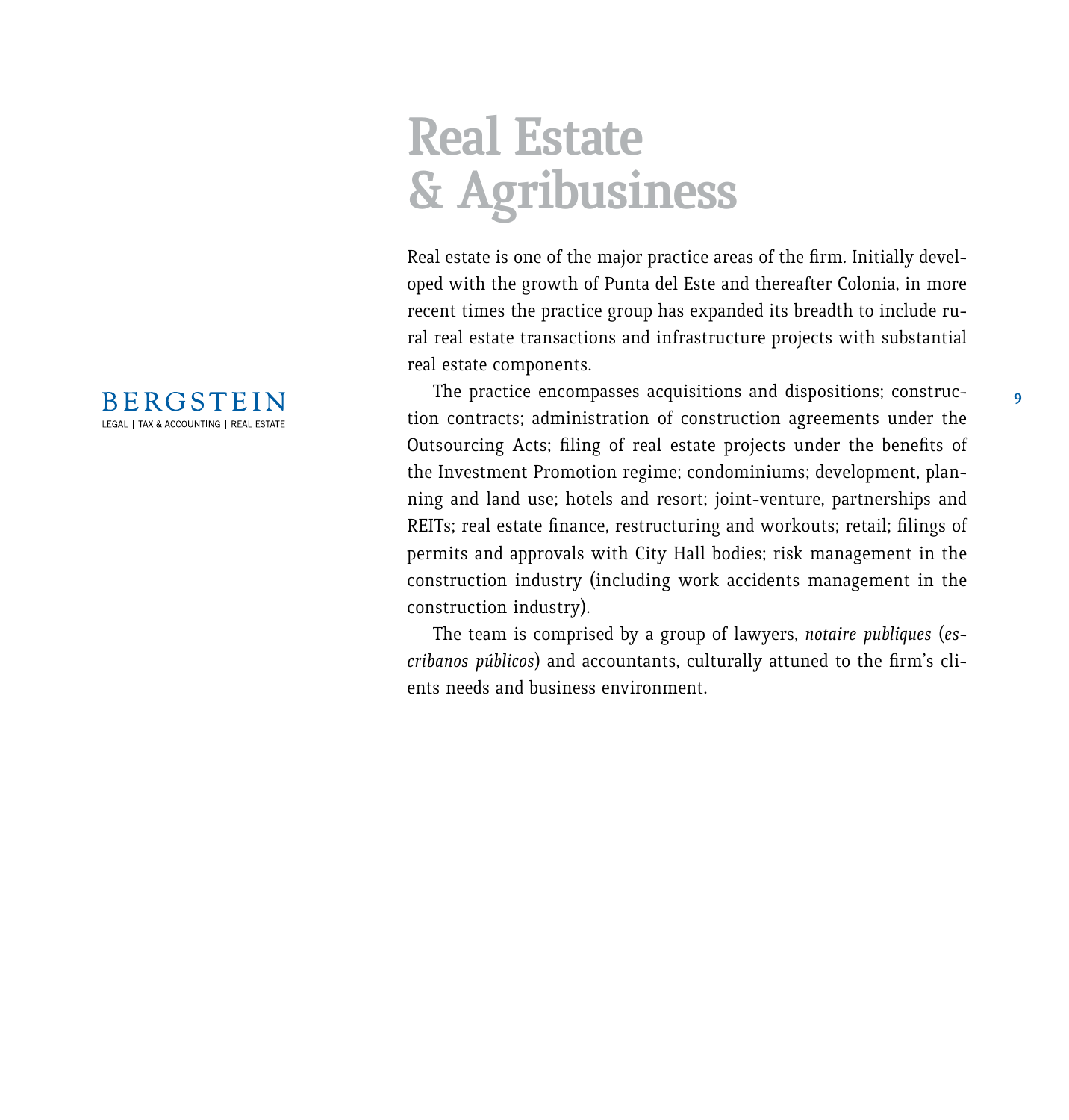# Real Estate & Agribusiness

Real estate is one of the major practice areas of the firm. Initially developed with the growth of Punta del Este and thereafter Colonia, in more recent times the practice group has expanded its breadth to include rural real estate transactions and infrastructure projects with substantial real estate components.

The practice encompasses acquisitions and dispositions; construction contracts; administration of construction agreements under the Outsourcing Acts; filing of real estate projects under the benefits of the Investment Promotion regime; condominiums; development, planning and land use; hotels and resort; joint-venture, partnerships and REITs; real estate finance, restructuring and workouts; retail; filings of permits and approvals with City Hall bodies; risk management in the construction industry (including work accidents management in the construction industry).

The team is comprised by a group of lawyers, *notaire publiques* (*escribanos públicos*) and accountants, culturally attuned to the firm's clients needs and business environment.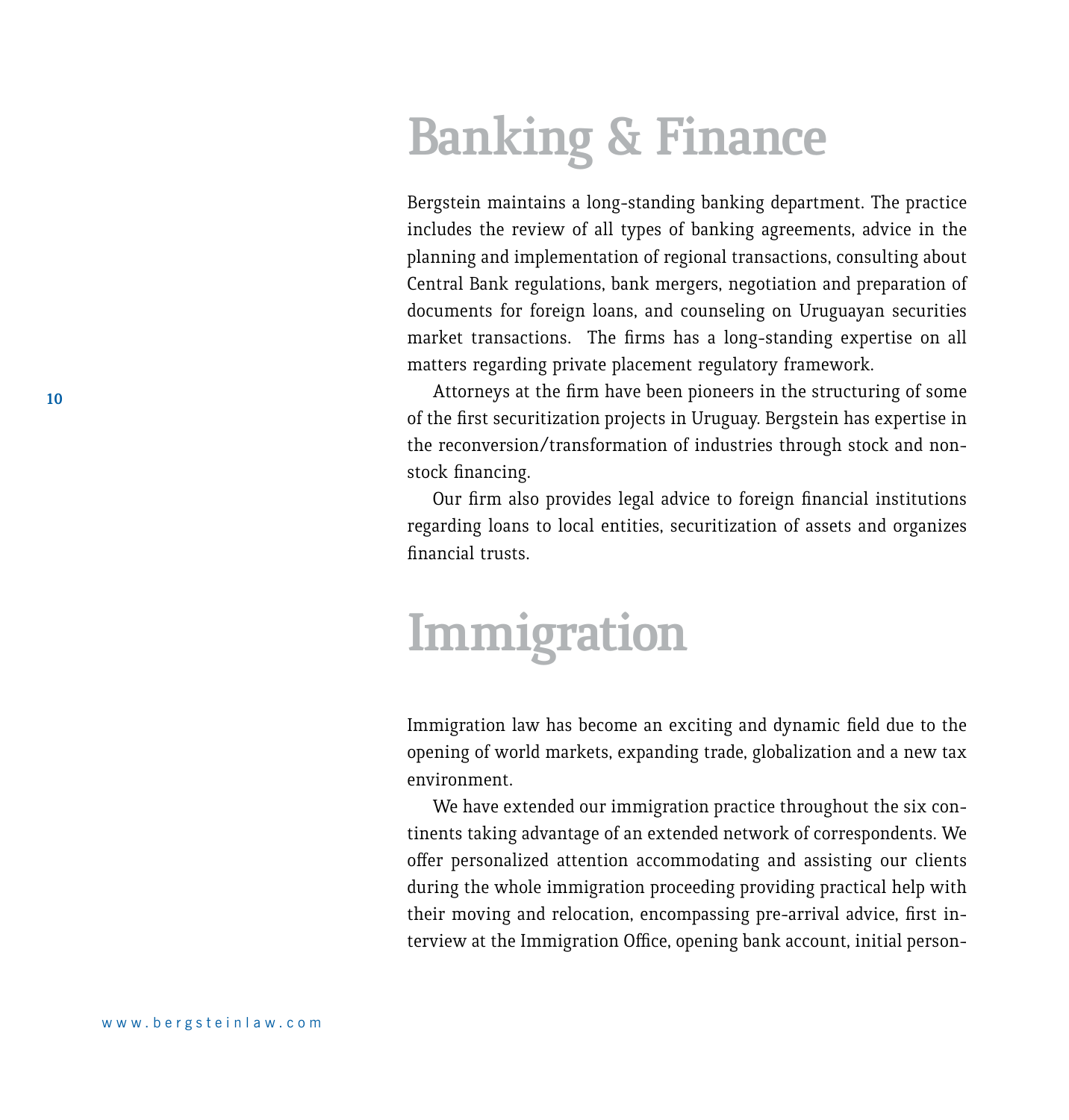# Banking & Finance

Bergstein maintains a long-standing banking department. The practice includes the review of all types of banking agreements, advice in the planning and implementation of regional transactions, consulting about Central Bank regulations, bank mergers, negotiation and preparation of documents for foreign loans, and counseling on Uruguayan securities market transactions. The firms has a long-standing expertise on all matters regarding private placement regulatory framework.

Attorneys at the firm have been pioneers in the structuring of some of the first securitization projects in Uruguay. Bergstein has expertise in the reconversion/transformation of industries through stock and non-stock financing.

Our firm also provides legal advice to foreign financial institutions regarding loans to local entities, securitization of assets and organizes financial trusts.

# Immigration

Immigration law has become an exciting and dynamic field due to the opening of world markets, expanding trade, globalization and a new tax environment.

We have extended our immigration practice throughout the six continents taking advantage of an extended network of correspondents. We offer personalized attention accommodating and assisting our clients during the whole immigration proceeding providing practical help with their moving and relocation, encompassing pre-arrival advice, first interview at the Immigration Office, opening bank account, initial person-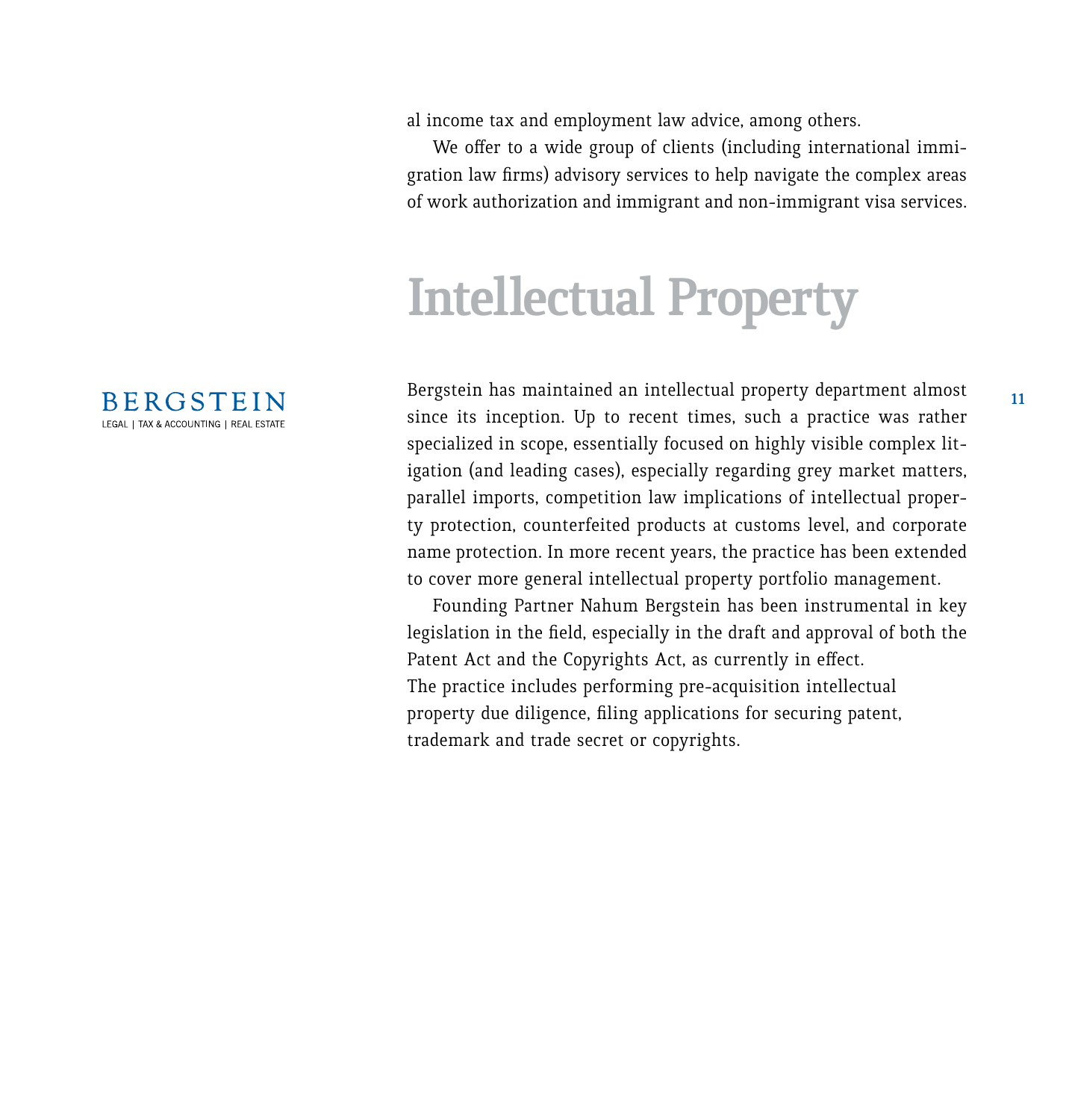al income tax and employment law advice, among others.

We offer to a wide group of clients (including international immigration law firms) advisory services to help navigate the complex areas of work authorization and immigrant and non-immigrant visa services.

# Intellectual Property

Bergstein has maintained an intellectual property department almost since its inception. Up to recent times, such a practice was rather specialized in scope, essentially focused on highly visible complex litigation (and leading cases), especially regarding grey market matters, parallel imports, competition law implications of intellectual property protection, counterfeited products at customs level, and corporate name protection. In more recent years, the practice has been extended to cover more general intellectual property portfolio management.

Founding Partner Nahum Bergstein has been instrumental in key legislation in the field, especially in the draft and approval of both the Patent Act and the Copyrights Act, as currently in effect.

The practice includes performing pre-acquisition intellectual property due diligence, filing applications for securing patent, trademark and trade secret or copyrights.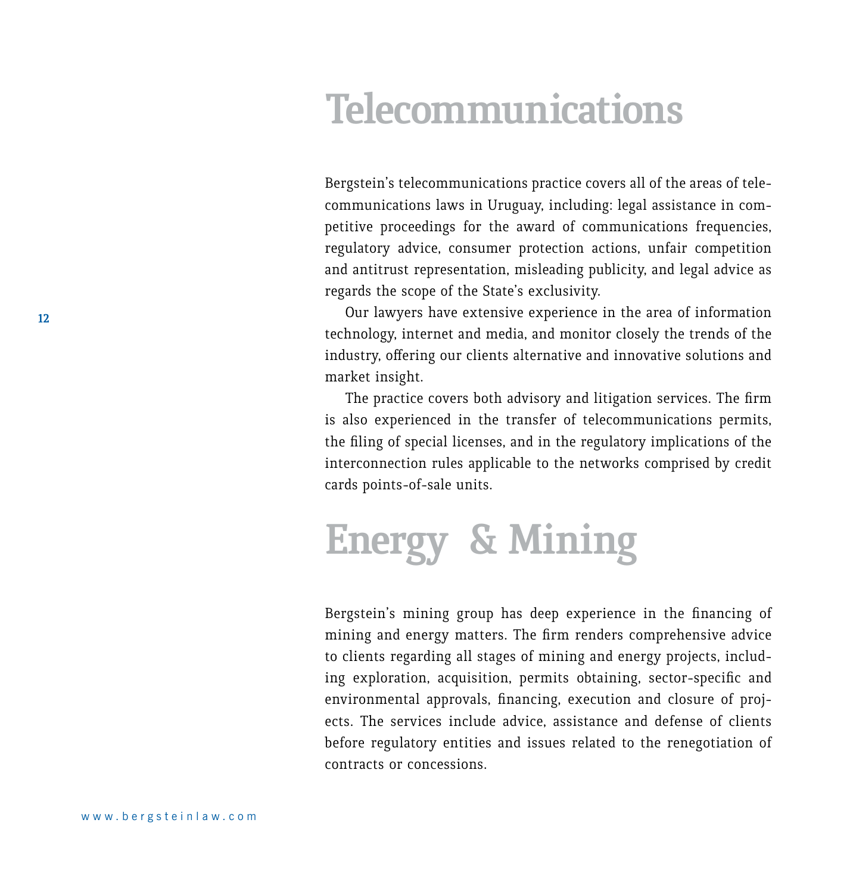# Telecommunications

Bergstein's telecommunications practice covers all of the areas of telecommunications laws in Uruguay, including: legal assistance in competitive proceedings for the award of communications frequencies, regulatory advice, consumer protection actions, unfair competition and antitrust representation, misleading publicity, and legal advice as regards the scope of the State's exclusivity.

Our lawyers have extensive experience in the area of information technology, internet and media, and monitor closely the trends of the industry, offering our clients alternative and innovative solutions and market insight.

The practice covers both advisory and litigation services. The firm is also experienced in the transfer of telecommunications permits, the filing of special licenses, and in the regulatory implications of the interconnection rules applicable to the networks comprised by credit cards points-of-sale units.

# Energy & Mining

Bergstein's mining group has deep experience in the financing of mining and energy matters. The firm renders comprehensive advice to clients regarding all stages of mining and energy projects, including exploration, acquisition, permits obtaining, sector-specific and environmental approvals, financing, execution and closure of projects. The services include advice, assistance and defense of clients before regulatory entities and issues related to the renegotiation of contracts or concessions.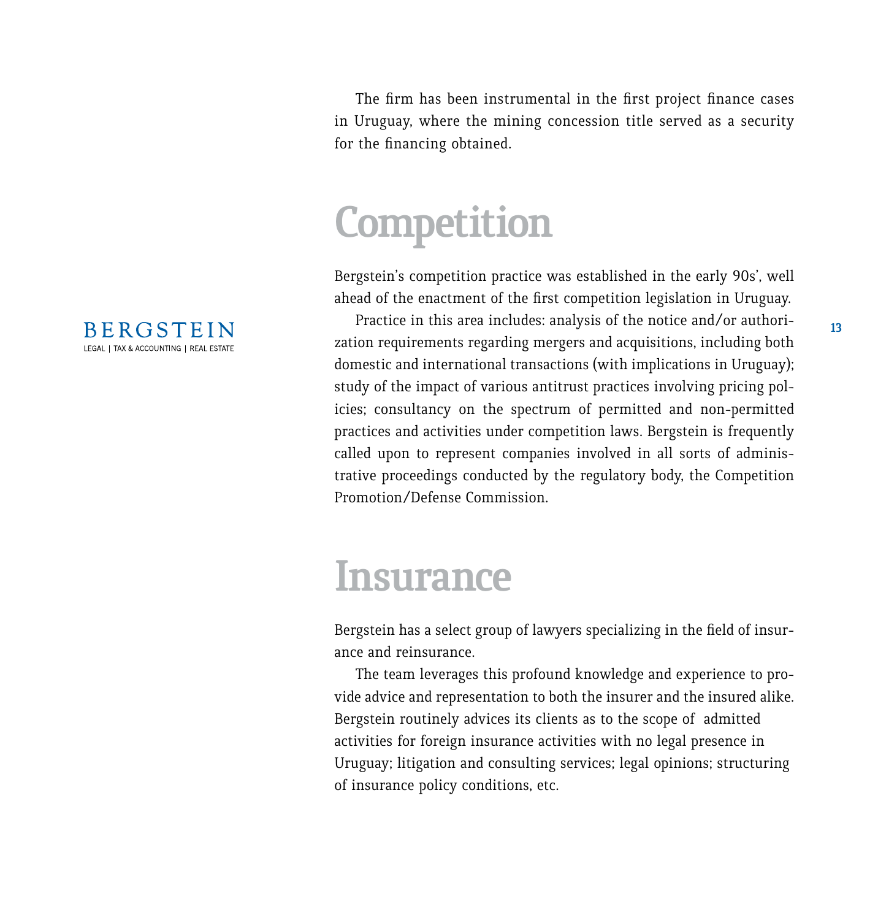The firm has been instrumental in the first project finance cases in Uruguay, where the mining concession title served as a security for the financing obtained.

# Competition

Bergstein's competition practice was established in the early 90s', well ahead of the enactment of the first competition legislation in Uruguay.

Practice in this area includes: analysis of the notice and/or authorization requirements regarding mergers and acquisitions, including both domestic and international transactions (with implications in Uruguay); study of the impact of various antitrust practices involving pricing policies; consultancy on the spectrum of permitted and non-permitted practices and activities under competition laws. Bergstein is frequently called upon to represent companies involved in all sorts of administrative proceedings conducted by the regulatory body, the Competition Promotion/Defense Commission.

# Insurance

Bergstein has a select group of lawyers specializing in the field of insurance and reinsurance.

The team leverages this profound knowledge and experience to provide advice and representation to both the insurer and the insured alike. Bergstein routinely advices its clients as to the scope of admitted activities for foreign insurance activities with no legal presence in Uruguay; litigation and consulting services; legal opinions; structuring of insurance policy conditions, etc.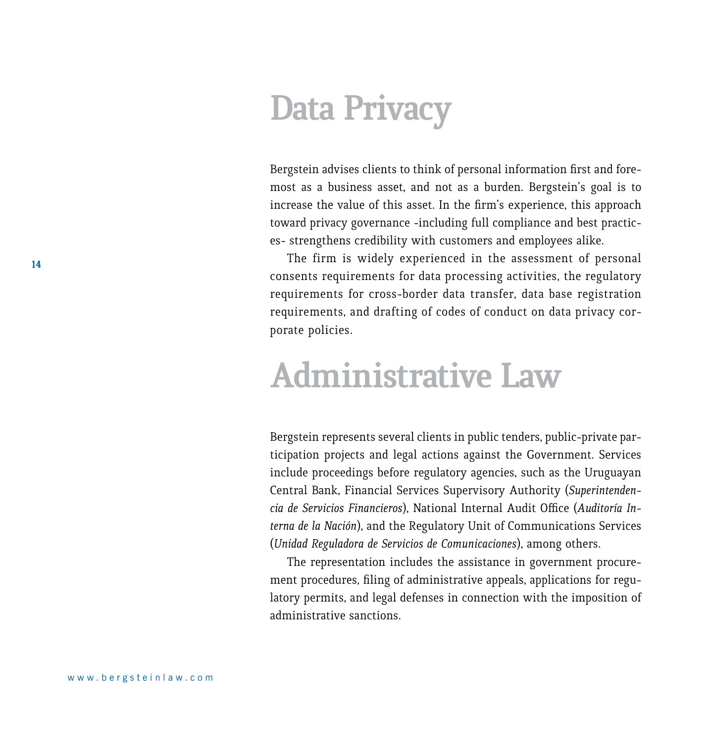# Data Privacy

Bergstein advises clients to think of personal information first and foremost as a business asset, and not as a burden. Bergstein's goal is to increase the value of this asset. In the firm's experience, this approach toward privacy governance -including full compliance and best practices- strengthens credibility with customers and employees alike.

The firm is widely experienced in the assessment of personal consents requirements for data processing activities, the regulatory requirements for cross-border data transfer, data base registration requirements, and drafting of codes of conduct on data privacy corporate policies.

# Administrative Law

Bergstein represents several clients in public tenders, public-private participation projects and legal actions against the Government. Services include proceedings before regulatory agencies, such as the Uruguayan Central Bank, Financial Services Supervisory Authority (*Superintendencia de Servicios Financieros*), National Internal Audit Office (*Auditoría Interna de la Nación*), and the Regulatory Unit of Communications Services (*Unidad Reguladora de Servicios de Comunicaciones*), among others.

The representation includes the assistance in government procurement procedures, filing of administrative appeals, applications for regulatory permits, and legal defenses in connection with the imposition of administrative sanctions.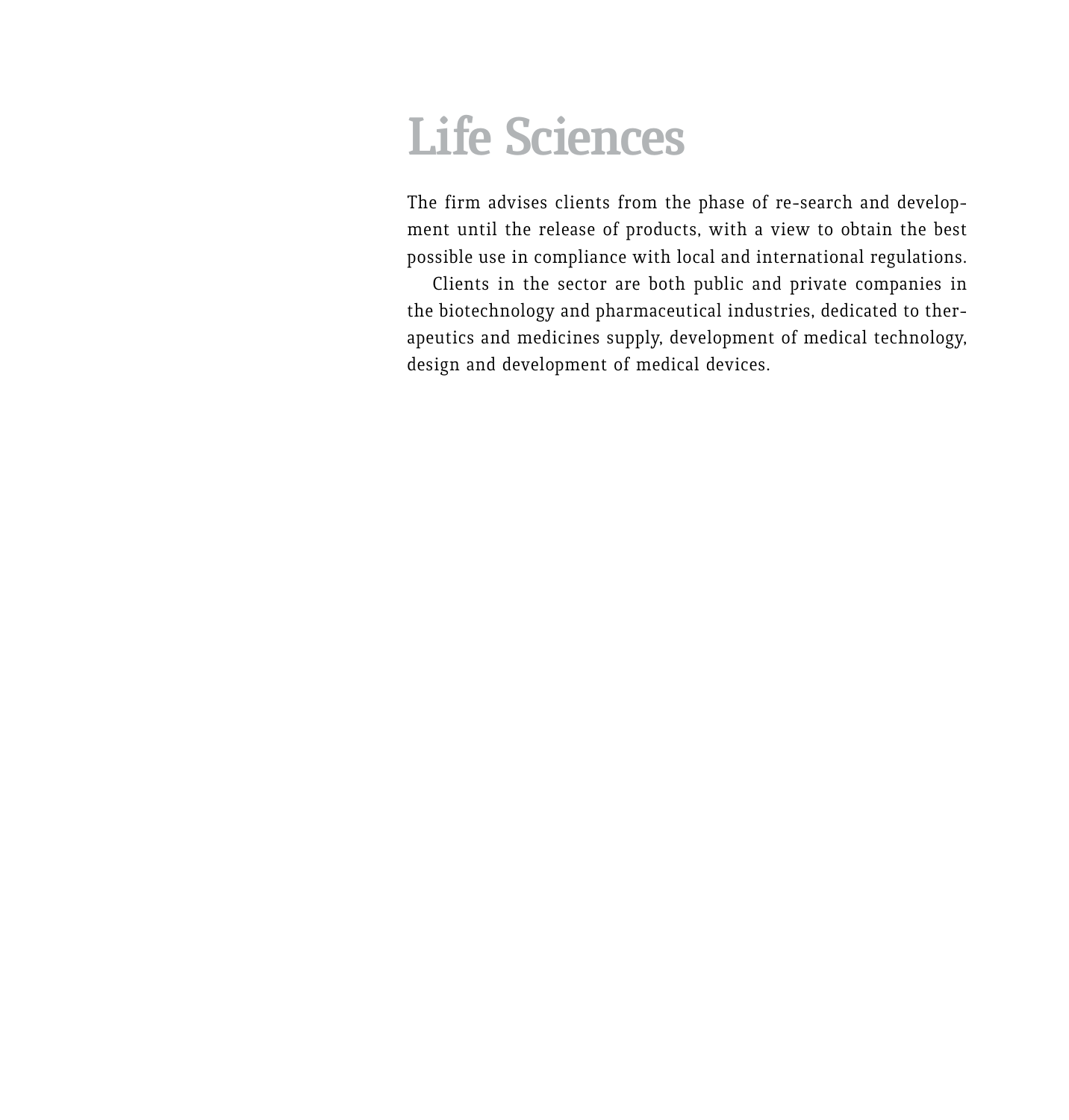# Life Sciences

The firm advises clients from the phase of re-search and development until the release of products, with a view to obtain the best possible use in compliance with local and international regulations.

Clients in the sector are both public and private companies in the biotechnology and pharmaceutical industries, dedicated to therapeutics and medicines supply, development of medical technology, design and development of medical devices.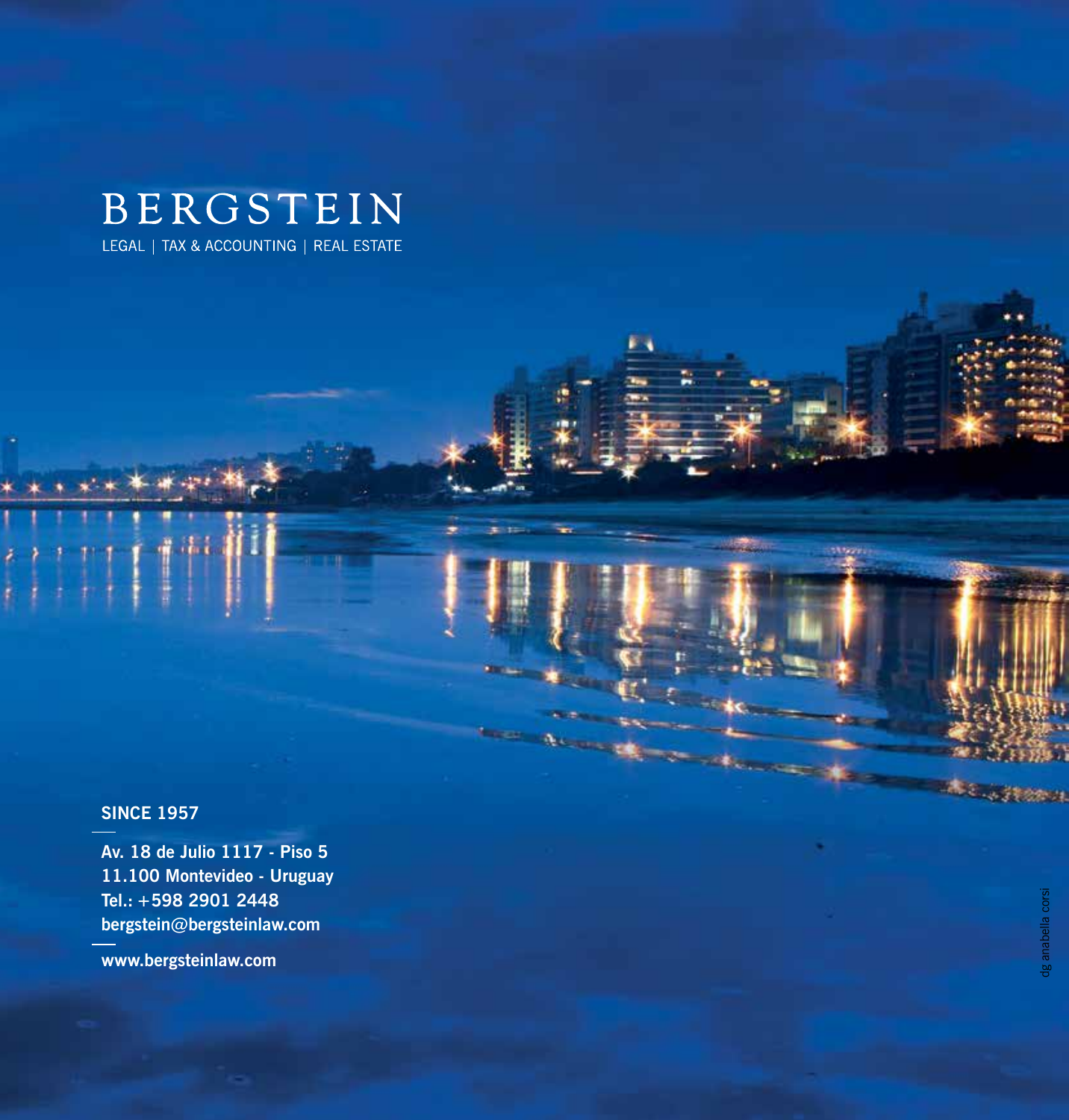# BERGSTEIN

LEGAL | TAX & ACCOUNTING | REAL ESTATE

**SINCE 1957**

**Av. 18 de Julio 1117 - Piso 5**
**11.100 Montevideo - Uruguay**
**Tel.: +598 2901 2448**
**bergstein@bergsteinlaw.com**

**www.bergsteinlaw.com**

dg anabella corsi